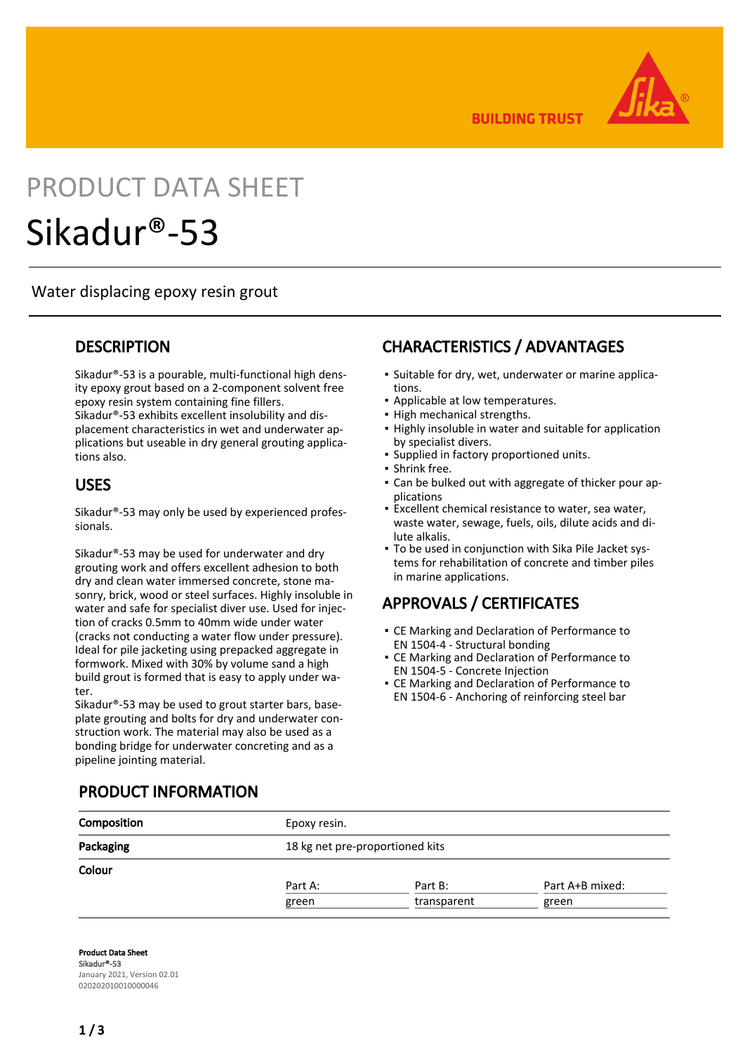# PRODUCT DATA SHEET

# Sikadur®-53

Water displacing epoxy resin grout

## DESCRIPTION

Sikadur®-53 is a pourable, multi-functional high density epoxy grout based on a 2-component solvent free epoxy resin system containing fine fillers.
Sikadur®-53 exhibits excellent insolubility and displacement characteristics in wet and underwater applications but useable in dry general grouting applications also.

## USES

Sikadur®-53 may only be used by experienced professionals.

Sikadur®-53 may be used for underwater and dry grouting work and offers excellent adhesion to both dry and clean water immersed concrete, stone masonry, brick, wood or steel surfaces. Highly insoluble in water and safe for specialist diver use. Used for injection of cracks 0.5mm to 40mm wide under water (cracks not conducting a water flow under pressure). Ideal for pile jacketing using prepacked aggregate in formwork. Mixed with 30% by volume sand a high build grout is formed that is easy to apply under water.
Sikadur®-53 may be used to grout starter bars, baseplate grouting and bolts for dry and underwater construction work. The material may also be used as a bonding bridge for underwater concreting and as a pipeline jointing material.

## CHARACTERISTICS / ADVANTAGES

- Suitable for dry, wet, underwater or marine applications.
- Applicable at low temperatures.
- High mechanical strengths.
- Highly insoluble in water and suitable for application by specialist divers.
- Supplied in factory proportioned units.
- Shrink free.
- Can be bulked out with aggregate of thicker pour applications
- Excellent chemical resistance to water, sea water, waste water, sewage, fuels, oils, dilute acids and dilute alkalis.
- To be used in conjunction with Sika Pile Jacket systems for rehabilitation of concrete and timber piles in marine applications.

## APPROVALS / CERTIFICATES

- CE Marking and Declaration of Performance to EN 1504-4 - Structural bonding
- CE Marking and Declaration of Performance to EN 1504-5 - Concrete Injection
- CE Marking and Declaration of Performance to EN 1504-6 - Anchoring of reinforcing steel bar

## PRODUCT INFORMATION

| | | | |
|---|---|---|---|
| **Composition** | Epoxy resin. | | |
| **Packaging** | 18 kg net pre-proportioned kits | | |
| **Colour** | Part A: | Part B: | Part A+B mixed: |
| | green | transparent | green |

**Product Data Sheet**
**Sikadur®-53**
January 2021, Version 02.01
020202010010000046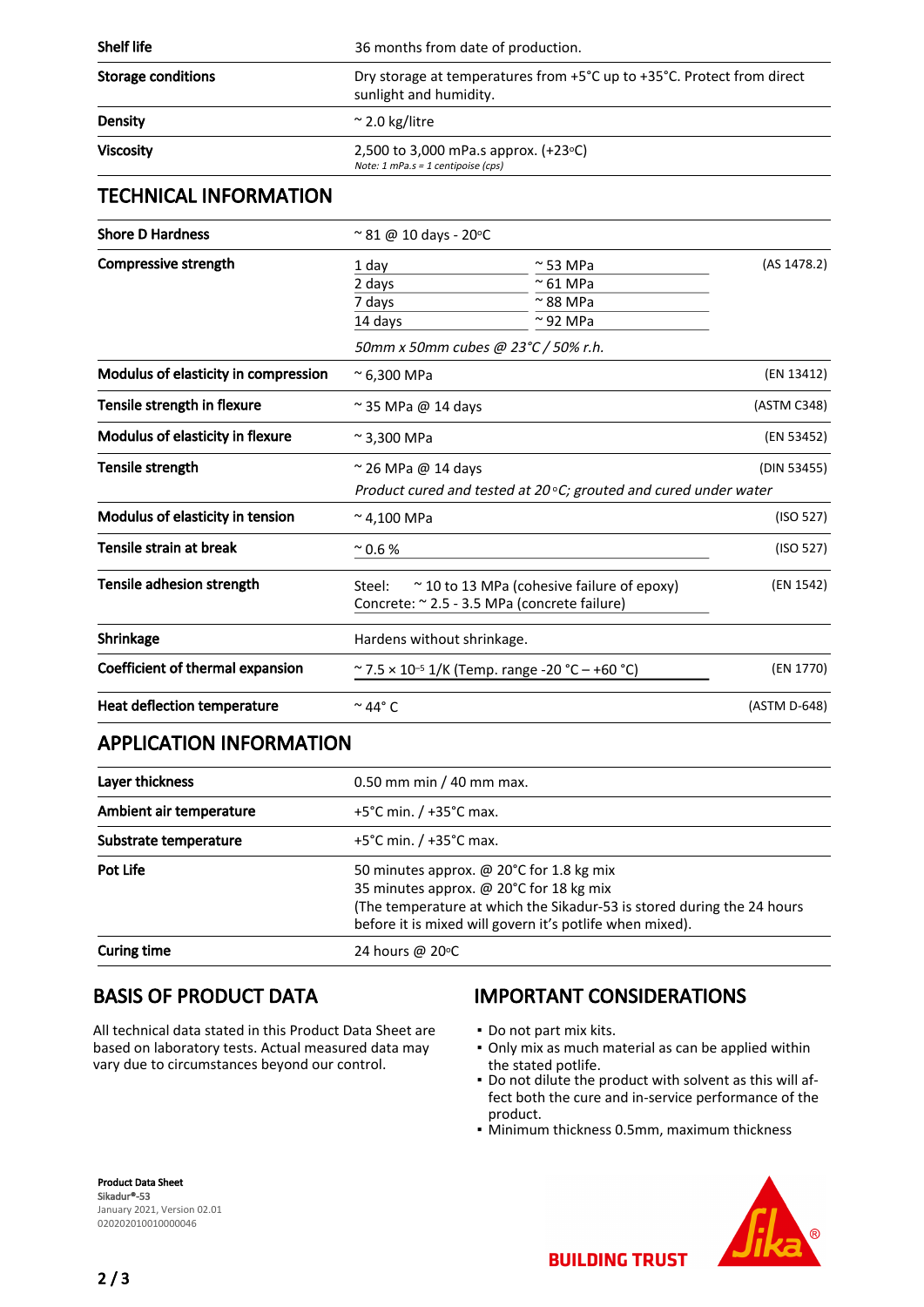| | |
|---|---|
| **Shelf life** | 36 months from date of production. |
| **Storage conditions** | Dry storage at temperatures from +5°C up to +35°C. Protect from direct sunlight and humidity. |
| **Density** | ~ 2.0 kg/litre |
| **Viscosity** | 2,500 to 3,000 mPa.s approx. (+23°C)<br>*Note: 1 mPa.s = 1 centipoise (cps)* |

## TECHNICAL INFORMATION

| | | | |
|---|---|---|---|
| **Shore D Hardness** | ~ 81 @ 10 days - 20°C | | |
| **Compressive strength** | 1 day | ~ 53 MPa | (AS 1478.2) |
| | 2 days | ~ 61 MPa | |
| | 7 days | ~ 88 MPa | |
| | 14 days | ~ 92 MPa | |
| | *50mm x 50mm cubes @ 23°C / 50% r.h.* | | |
| **Modulus of elasticity in compression** | ~ 6,300 MPa | | (EN 13412) |
| **Tensile strength in flexure** | ~ 35 MPa @ 14 days | | (ASTM C348) |
| **Modulus of elasticity in flexure** | ~ 3,300 MPa | | (EN 53452) |
| **Tensile strength** | ~ 26 MPa @ 14 days<br>*Product cured and tested at 20°C; grouted and cured under water* | | (DIN 53455) |
| **Modulus of elasticity in tension** | ~ 4,100 MPa | | (ISO 527) |
| **Tensile strain at break** | ~ 0.6 % | | (ISO 527) |
| **Tensile adhesion strength** | Steel: ~ 10 to 13 MPa (cohesive failure of epoxy)<br>Concrete: ~ 2.5 - 3.5 MPa (concrete failure) | | (EN 1542) |
| **Shrinkage** | Hardens without shrinkage. | | |
| **Coefficient of thermal expansion** | ~ $7.5 \times 10^{-5}$ 1/K (Temp. range -20 °C – +60 °C) | | (EN 1770) |
| **Heat deflection temperature** | ~ 44° C | | (ASTM D-648) |

## APPLICATION INFORMATION

| | |
|---|---|
| **Layer thickness** | 0.50 mm min / 40 mm max. |
| **Ambient air temperature** | +5°C min. / +35°C max. |
| **Substrate temperature** | +5°C min. / +35°C max. |
| **Pot Life** | 50 minutes approx. @ 20°C for 1.8 kg mix<br>35 minutes approx. @ 20°C for 18 kg mix<br>(The temperature at which the Sikadur-53 is stored during the 24 hours before it is mixed will govern it's potlife when mixed). |
| **Curing time** | 24 hours @ 20°C |

## BASIS OF PRODUCT DATA

All technical data stated in this Product Data Sheet are based on laboratory tests. Actual measured data may vary due to circumstances beyond our control.

## IMPORTANT CONSIDERATIONS

- Do not part mix kits.
- Only mix as much material as can be applied within the stated potlife.
- Do not dilute the product with solvent as this will affect both the cure and in-service performance of the product.
- Minimum thickness 0.5mm, maximum thickness

**Product Data Sheet**
**Sikadur®-53**
January 2021, Version 02.01
020202010010000046

BUILDING TRUST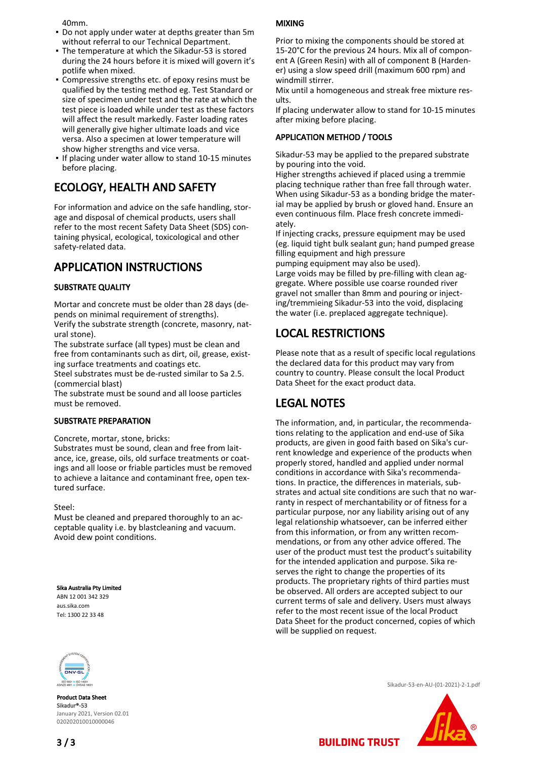40mm.

- Do not apply under water at depths greater than 5m without referral to our Technical Department.
- The temperature at which the Sikadur-53 is stored during the 24 hours before it is mixed will govern it's potlife when mixed.
- Compressive strengths etc. of epoxy resins must be qualified by the testing method eg. Test Standard or size of specimen under test and the rate at which the test piece is loaded while under test as these factors will affect the result markedly. Faster loading rates will generally give higher ultimate loads and vice versa. Also a specimen at lower temperature will show higher strengths and vice versa.
- If placing under water allow to stand 10-15 minutes before placing.

## ECOLOGY, HEALTH AND SAFETY

For information and advice on the safe handling, storage and disposal of chemical products, users shall refer to the most recent Safety Data Sheet (SDS) containing physical, ecological, toxicological and other safety-related data.

## APPLICATION INSTRUCTIONS

### SUBSTRATE QUALITY

Mortar and concrete must be older than 28 days (depends on minimal requirement of strengths).
Verify the substrate strength (concrete, masonry, natural stone).
The substrate surface (all types) must be clean and free from contaminants such as dirt, oil, grease, existing surface treatments and coatings etc.
Steel substrates must be de-rusted similar to Sa 2.5. (commercial blast)
The substrate must be sound and all loose particles must be removed.

### SUBSTRATE PREPARATION

Concrete, mortar, stone, bricks:
Substrates must be sound, clean and free from laitance, ice, grease, oils, old surface treatments or coatings and all loose or friable particles must be removed to achieve a laitance and contaminant free, open textured surface.

Steel:
Must be cleaned and prepared thoroughly to an acceptable quality i.e. by blastcleaning and vacuum. Avoid dew point conditions.

### MIXING

Prior to mixing the components should be stored at 15-20°C for the previous 24 hours. Mix all of component A (Green Resin) with all of component B (Hardener) using a slow speed drill (maximum 600 rpm) and windmill stirrer.
Mix until a homogeneous and streak free mixture results.
If placing underwater allow to stand for 10-15 minutes after mixing before placing.

### APPLICATION METHOD / TOOLS

Sikadur-53 may be applied to the prepared substrate by pouring into the void.
Higher strengths achieved if placed using a tremmie placing technique rather than free fall through water.
When using Sikadur-53 as a bonding bridge the material may be applied by brush or gloved hand. Ensure an even continuous film. Place fresh concrete immediately.
If injecting cracks, pressure equipment may be used (eg. liquid tight bulk sealant gun; hand pumped grease filling equipment and high pressure pumping equipment may also be used).
Large voids may be filled by pre-filling with clean aggregate. Where possible use coarse rounded river gravel not smaller than 8mm and pouring or injecting/tremmieing Sikadur-53 into the void, displacing the water (i.e. preplaced aggregate technique).

## LOCAL RESTRICTIONS

Please note that as a result of specific local regulations the declared data for this product may vary from country to country. Please consult the local Product Data Sheet for the exact product data.

## LEGAL NOTES

The information, and, in particular, the recommendations relating to the application and end-use of Sika products, are given in good faith based on Sika's current knowledge and experience of the products when properly stored, handled and applied under normal conditions in accordance with Sika's recommendations. In practice, the differences in materials, substrates and actual site conditions are such that no warranty in respect of merchantability or of fitness for a particular purpose, nor any liability arising out of any legal relationship whatsoever, can be inferred either from this information, or from any written recommendations, or from any other advice offered. The user of the product must test the product's suitability for the intended application and purpose. Sika reserves the right to change the properties of its products. The proprietary rights of third parties must be observed. All orders are accepted subject to our current terms of sale and delivery. Users must always refer to the most recent issue of the local Product Data Sheet for the product concerned, copies of which will be supplied on request.

**Sika Australia Pty Limited**
ABN 12 001 342 329
aus.sika.com
Tel: 1300 22 33 48

**Product Data Sheet**
**Sikadur®-53**
January 2021, Version 02.01
020202010010000046

Sikadur-53-en-AU-(01-2021)-2-1.pdf

**BUILDING TRUST**